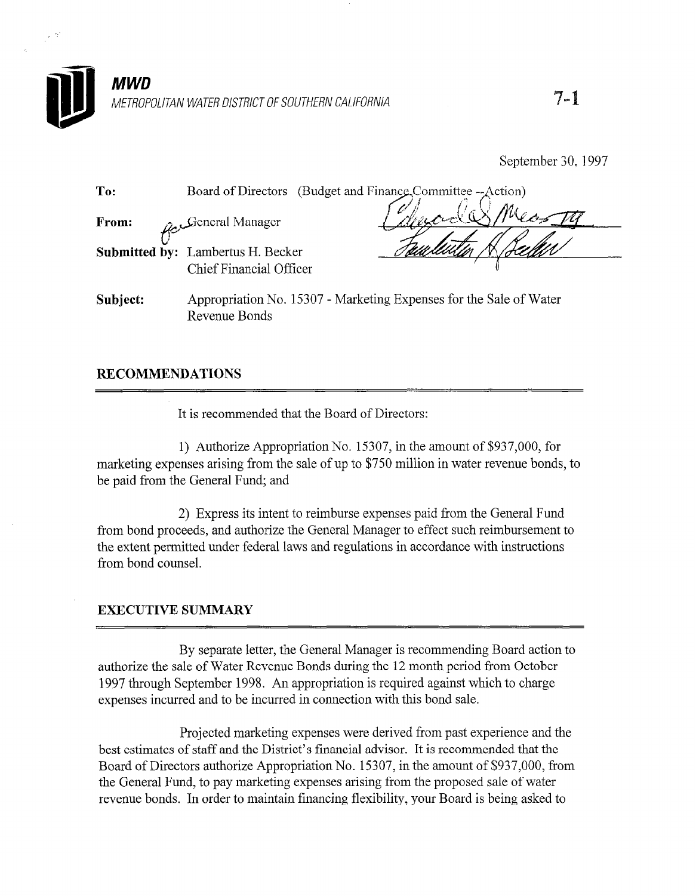# MWD

*METROPOLITAN WATER DISTRICT OF SOUTHERN CALIFORNIA*

7-1

September 30, 1997

**To:** Board of Directors (Budget and Finance Committee --Action)

**From:** General Manager

**Submitted by:** Lambertus H. Becker
Chief Financial Officer

**Subject:** Appropriation No. 15307 - Marketing Expenses for the Sale of Water Revenue Bonds

## RECOMMENDATIONS

It is recommended that the Board of Directors:

1) Authorize Appropriation No. 15307, in the amount of $937,000, for marketing expenses arising from the sale of up to $750 million in water revenue bonds, to be paid from the General Fund; and

2) Express its intent to reimburse expenses paid from the General Fund from bond proceeds, and authorize the General Manager to effect such reimbursement to the extent permitted under federal laws and regulations in accordance with instructions from bond counsel.

## EXECUTIVE SUMMARY

By separate letter, the General Manager is recommending Board action to authorize the sale of Water Revenue Bonds during the 12 month period from October 1997 through September 1998. An appropriation is required against which to charge expenses incurred and to be incurred in connection with this bond sale.

Projected marketing expenses were derived from past experience and the best estimates of staff and the District's financial advisor. It is recommended that the Board of Directors authorize Appropriation No. 15307, in the amount of $937,000, from the General Fund, to pay marketing expenses arising from the proposed sale of water revenue bonds. In order to maintain financing flexibility, your Board is being asked to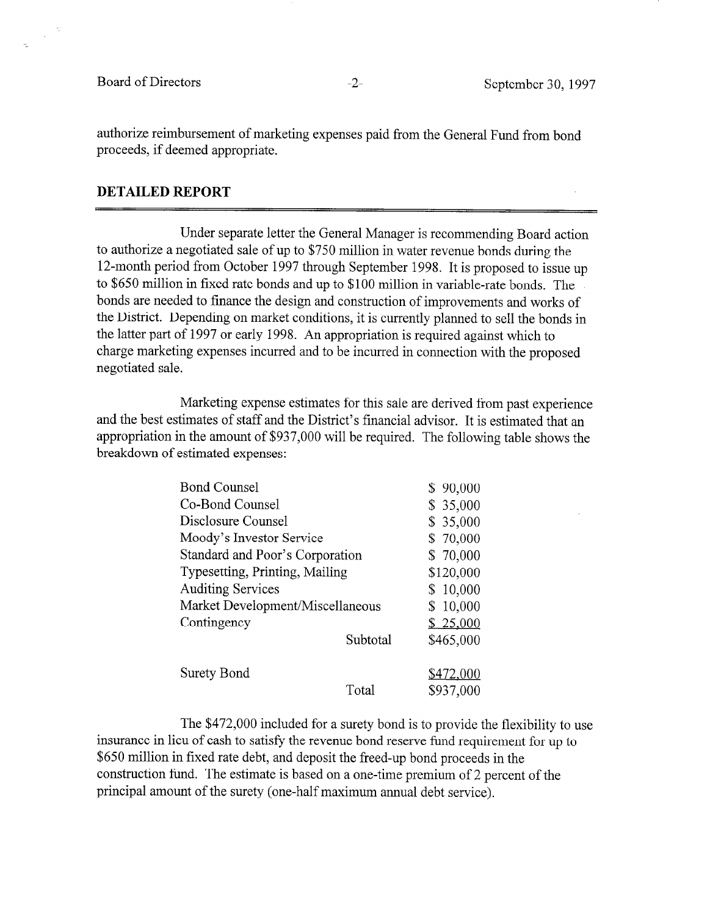authorize reimbursement of marketing expenses paid from the General Fund from bond proceeds, if deemed appropriate.

## DETAILED REPORT

Under separate letter the General Manager is recommending Board action to authorize a negotiated sale of up to $750 million in water revenue bonds during the 12-month period from October 1997 through September 1998. It is proposed to issue up to $650 million in fixed rate bonds and up to $100 million in variable-rate bonds. The bonds are needed to finance the design and construction of improvements and works of the District. Depending on market conditions, it is currently planned to sell the bonds in the latter part of 1997 or early 1998. An appropriation is required against which to charge marketing expenses incurred and to be incurred in connection with the proposed negotiated sale.

Marketing expense estimates for this sale are derived from past experience and the best estimates of staff and the District's financial advisor. It is estimated that an appropriation in the amount of $937,000 will be required. The following table shows the breakdown of estimated expenses:

| Item | | Amount |
|---|---|---|
| Bond Counsel | | $ 90,000 |
| Co-Bond Counsel | | $ 35,000 |
| Disclosure Counsel | | $ 35,000 |
| Moody's Investor Service | | $ 70,000 |
| Standard and Poor's Corporation | | $ 70,000 |
| Typesetting, Printing, Mailing | | $120,000 |
| Auditing Services | | $ 10,000 |
| Market Development/Miscellaneous | | $ 10,000 |
| Contingency | | $ 25,000 |
| | Subtotal | $465,000 |
| Surety Bond | | $472,000 |
| | Total | $937,000 |

The $472,000 included for a surety bond is to provide the flexibility to use insurance in lieu of cash to satisfy the revenue bond reserve fund requirement for up to $650 million in fixed rate debt, and deposit the freed-up bond proceeds in the construction fund. The estimate is based on a one-time premium of 2 percent of the principal amount of the surety (one-half maximum annual debt service).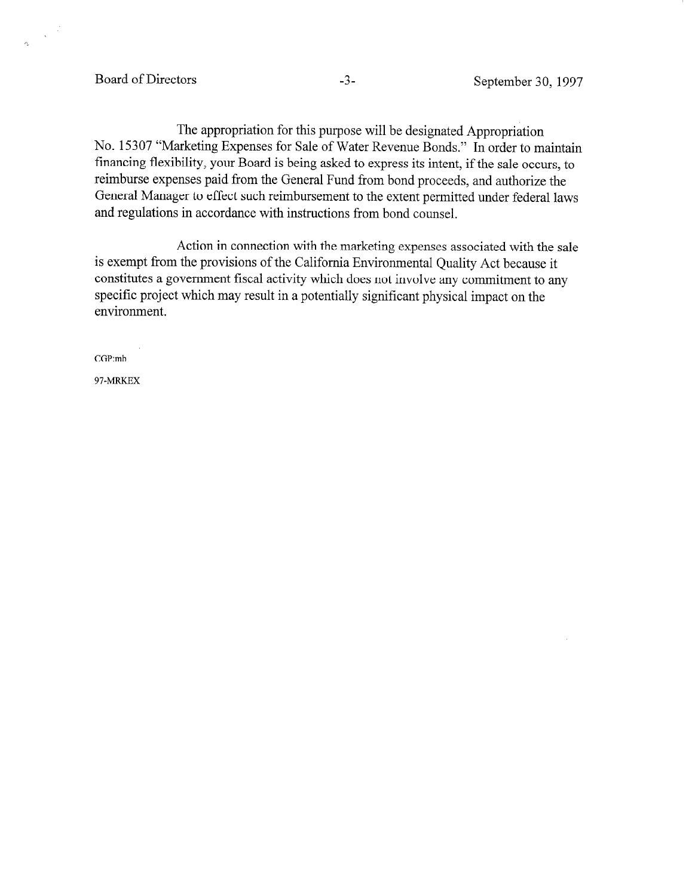The appropriation for this purpose will be designated Appropriation No. 15307 "Marketing Expenses for Sale of Water Revenue Bonds." In order to maintain financing flexibility, your Board is being asked to express its intent, if the sale occurs, to reimburse expenses paid from the General Fund from bond proceeds, and authorize the General Manager to effect such reimbursement to the extent permitted under federal laws and regulations in accordance with instructions from bond counsel.

Action in connection with the marketing expenses associated with the sale is exempt from the provisions of the California Environmental Quality Act because it constitutes a government fiscal activity which does not involve any commitment to any specific project which may result in a potentially significant physical impact on the environment.

CGP:mh

97-MRKEX